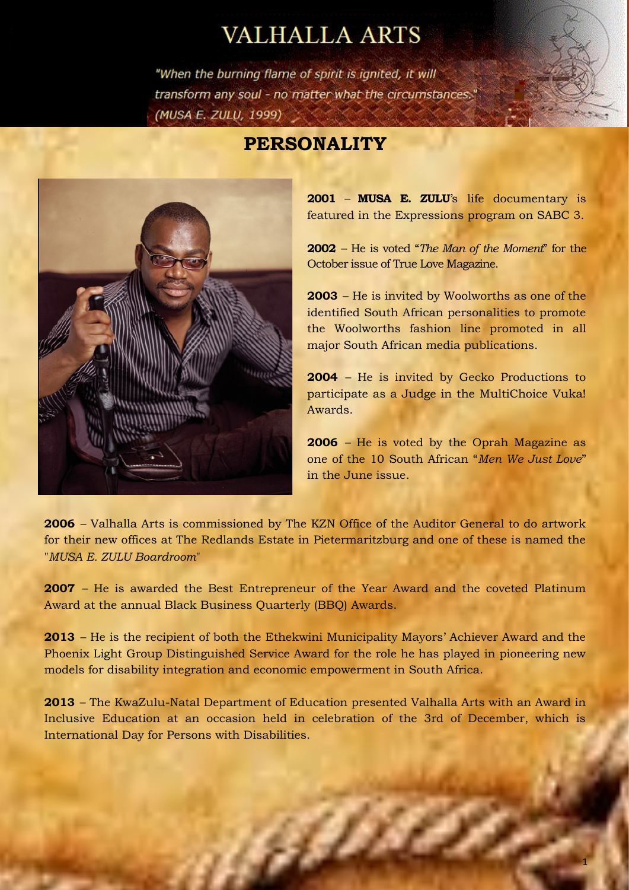# VALHALLA ARTS

*"When the burning flame of spirit is ignited, it will transform any soul - no matter what the circumstances." (MUSA E. ZULU, 1999)*

## PERSONALITY

**2001** – **MUSA E. ZULU**'s life documentary is featured in the Expressions program on SABC 3.

**2002** – He is voted "*The Man of the Moment*" for the October issue of True Love Magazine.

**2003** – He is invited by Woolworths as one of the identified South African personalities to promote the Woolworths fashion line promoted in all major South African media publications.

**2004** – He is invited by Gecko Productions to participate as a Judge in the MultiChoice Vuka! Awards.

**2006** – He is voted by the Oprah Magazine as one of the 10 South African "*Men We Just Love*" in the June issue.

**2006** – Valhalla Arts is commissioned by The KZN Office of the Auditor General to do artwork for their new offices at The Redlands Estate in Pietermaritzburg and one of these is named the "*MUSA E. ZULU Boardroom*"

**2007** – He is awarded the Best Entrepreneur of the Year Award and the coveted Platinum Award at the annual Black Business Quarterly (BBQ) Awards.

**2013** – He is the recipient of both the Ethekwini Municipality Mayors' Achiever Award and the Phoenix Light Group Distinguished Service Award for the role he has played in pioneering new models for disability integration and economic empowerment in South Africa.

**2013** – The KwaZulu-Natal Department of Education presented Valhalla Arts with an Award in Inclusive Education at an occasion held in celebration of the 3rd of December, which is International Day for Persons with Disabilities.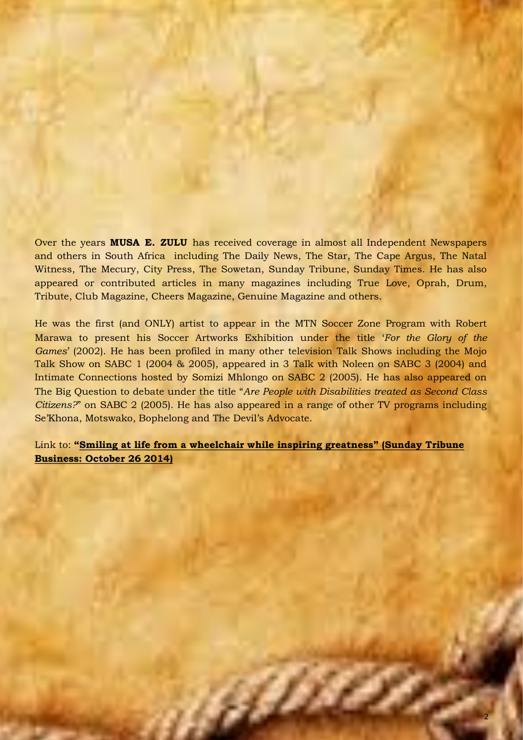Over the years **MUSA E. ZULU** has received coverage in almost all Independent Newspapers and others in South Africa including The Daily News, The Star, The Cape Argus, The Natal Witness, The Mecury, City Press, The Sowetan, Sunday Tribune, Sunday Times. He has also appeared or contributed articles in many magazines including True Love, Oprah, Drum, Tribute, Club Magazine, Cheers Magazine, Genuine Magazine and others.

He was the first (and ONLY) artist to appear in the MTN Soccer Zone Program with Robert Marawa to present his Soccer Artworks Exhibition under the title '*For the Glory of the Games*' (2002). He has been profiled in many other television Talk Shows including the Mojo Talk Show on SABC 1 (2004 & 2005), appeared in 3 Talk with Noleen on SABC 3 (2004) and Intimate Connections hosted by Somizi Mhlongo on SABC 2 (2005). He has also appeared on The Big Question to debate under the title "*Are People with Disabilities treated as Second Class Citizens?*" on SABC 2 (2005). He has also appeared in a range of other TV programs including Se'Khona, Motswako, Bophelong and The Devil's Advocate.

Link to: **"Smiling at life from a wheelchair while inspiring greatness" (Sunday Tribune Business: October 26 2014)**